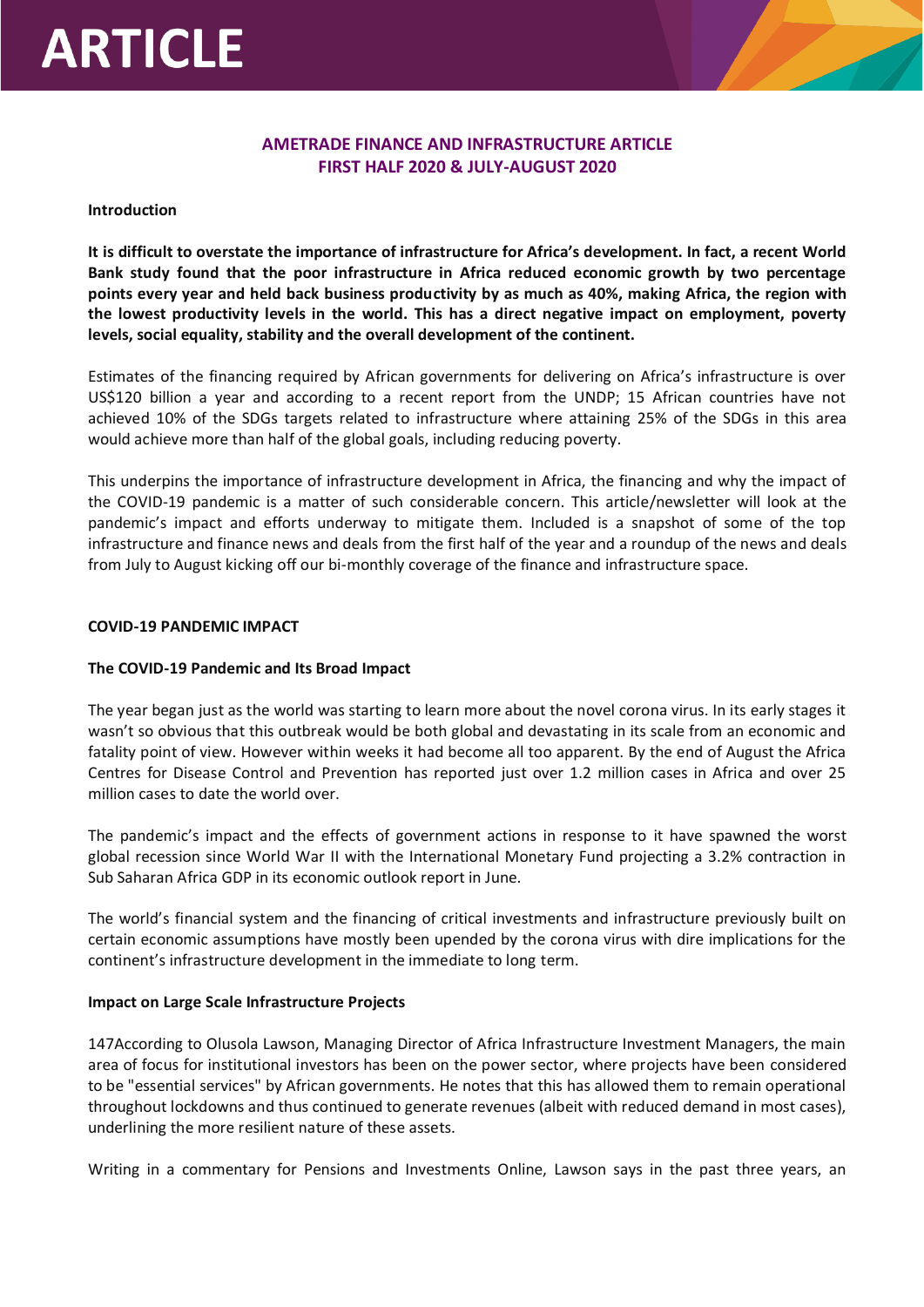# ARTICLE

## AMETRADE FINANCE AND INFRASTRUCTURE ARTICLE
## FIRST HALF 2020 & JULY-AUGUST 2020

**Introduction**

**It is difficult to overstate the importance of infrastructure for Africa's development. In fact, a recent World Bank study found that the poor infrastructure in Africa reduced economic growth by two percentage points every year and held back business productivity by as much as 40%, making Africa, the region with the lowest productivity levels in the world. This has a direct negative impact on employment, poverty levels, social equality, stability and the overall development of the continent.**

Estimates of the financing required by African governments for delivering on Africa's infrastructure is over US$120 billion a year and according to a recent report from the UNDP; 15 African countries have not achieved 10% of the SDGs targets related to infrastructure where attaining 25% of the SDGs in this area would achieve more than half of the global goals, including reducing poverty.

This underpins the importance of infrastructure development in Africa, the financing and why the impact of the COVID-19 pandemic is a matter of such considerable concern. This article/newsletter will look at the pandemic's impact and efforts underway to mitigate them. Included is a snapshot of some of the top infrastructure and finance news and deals from the first half of the year and a roundup of the news and deals from July to August kicking off our bi-monthly coverage of the finance and infrastructure space.

**COVID-19 PANDEMIC IMPACT**

**The COVID-19 Pandemic and Its Broad Impact**

The year began just as the world was starting to learn more about the novel corona virus. In its early stages it wasn't so obvious that this outbreak would be both global and devastating in its scale from an economic and fatality point of view. However within weeks it had become all too apparent. By the end of August the Africa Centres for Disease Control and Prevention has reported just over 1.2 million cases in Africa and over 25 million cases to date the world over.

The pandemic's impact and the effects of government actions in response to it have spawned the worst global recession since World War II with the International Monetary Fund projecting a 3.2% contraction in Sub Saharan Africa GDP in its economic outlook report in June.

The world's financial system and the financing of critical investments and infrastructure previously built on certain economic assumptions have mostly been upended by the corona virus with dire implications for the continent's infrastructure development in the immediate to long term.

**Impact on Large Scale Infrastructure Projects**

147According to Olusola Lawson, Managing Director of Africa Infrastructure Investment Managers, the main area of focus for institutional investors has been on the power sector, where projects have been considered to be "essential services" by African governments. He notes that this has allowed them to remain operational throughout lockdowns and thus continued to generate revenues (albeit with reduced demand in most cases), underlining the more resilient nature of these assets.

Writing in a commentary for Pensions and Investments Online, Lawson says in the past three years, an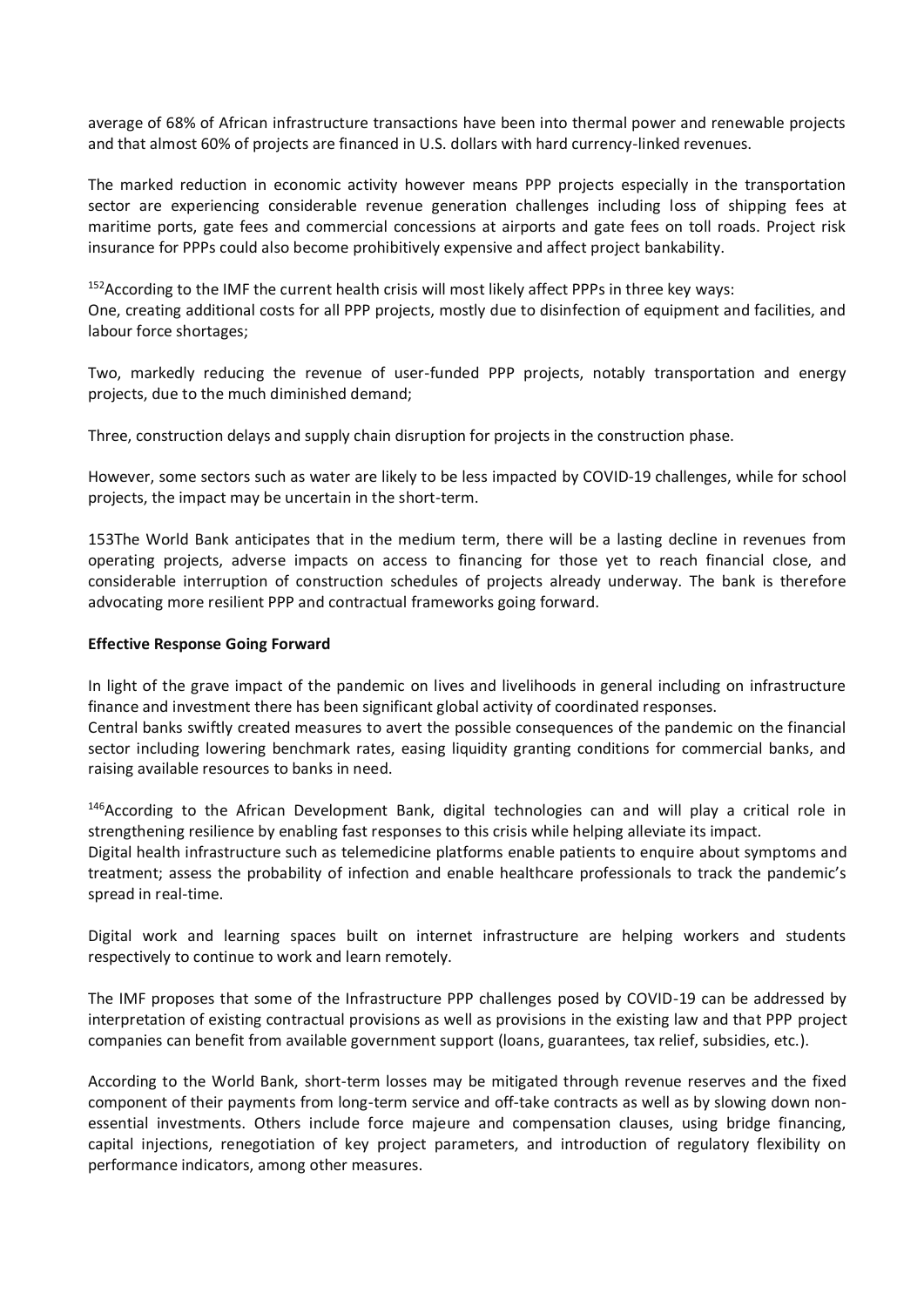average of 68% of African infrastructure transactions have been into thermal power and renewable projects and that almost 60% of projects are financed in U.S. dollars with hard currency-linked revenues.

The marked reduction in economic activity however means PPP projects especially in the transportation sector are experiencing considerable revenue generation challenges including loss of shipping fees at maritime ports, gate fees and commercial concessions at airports and gate fees on toll roads. Project risk insurance for PPPs could also become prohibitively expensive and affect project bankability.

[152]According to the IMF the current health crisis will most likely affect PPPs in three key ways:
One, creating additional costs for all PPP projects, mostly due to disinfection of equipment and facilities, and labour force shortages;

Two, markedly reducing the revenue of user-funded PPP projects, notably transportation and energy projects, due to the much diminished demand;

Three, construction delays and supply chain disruption for projects in the construction phase.

However, some sectors such as water are likely to be less impacted by COVID-19 challenges, while for school projects, the impact may be uncertain in the short-term.

153The World Bank anticipates that in the medium term, there will be a lasting decline in revenues from operating projects, adverse impacts on access to financing for those yet to reach financial close, and considerable interruption of construction schedules of projects already underway. The bank is therefore advocating more resilient PPP and contractual frameworks going forward.

**Effective Response Going Forward**

In light of the grave impact of the pandemic on lives and livelihoods in general including on infrastructure finance and investment there has been significant global activity of coordinated responses.
Central banks swiftly created measures to avert the possible consequences of the pandemic on the financial sector including lowering benchmark rates, easing liquidity granting conditions for commercial banks, and raising available resources to banks in need.

[146]According to the African Development Bank, digital technologies can and will play a critical role in strengthening resilience by enabling fast responses to this crisis while helping alleviate its impact.
Digital health infrastructure such as telemedicine platforms enable patients to enquire about symptoms and treatment; assess the probability of infection and enable healthcare professionals to track the pandemic's spread in real-time.

Digital work and learning spaces built on internet infrastructure are helping workers and students respectively to continue to work and learn remotely.

The IMF proposes that some of the Infrastructure PPP challenges posed by COVID-19 can be addressed by interpretation of existing contractual provisions as well as provisions in the existing law and that PPP project companies can benefit from available government support (loans, guarantees, tax relief, subsidies, etc.).

According to the World Bank, short-term losses may be mitigated through revenue reserves and the fixed component of their payments from long-term service and off-take contracts as well as by slowing down non-essential investments. Others include force majeure and compensation clauses, using bridge financing, capital injections, renegotiation of key project parameters, and introduction of regulatory flexibility on performance indicators, among other measures.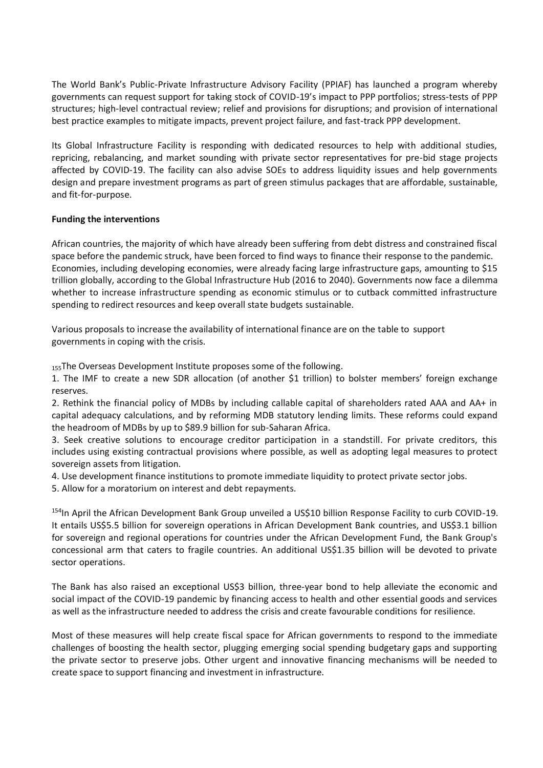The World Bank's Public-Private Infrastructure Advisory Facility (PPIAF) has launched a program whereby governments can request support for taking stock of COVID-19's impact to PPP portfolios; stress-tests of PPP structures; high-level contractual review; relief and provisions for disruptions; and provision of international best practice examples to mitigate impacts, prevent project failure, and fast-track PPP development.

Its Global Infrastructure Facility is responding with dedicated resources to help with additional studies, repricing, rebalancing, and market sounding with private sector representatives for pre-bid stage projects affected by COVID-19. The facility can also advise SOEs to address liquidity issues and help governments design and prepare investment programs as part of green stimulus packages that are affordable, sustainable, and fit-for-purpose.

**Funding the interventions**

African countries, the majority of which have already been suffering from debt distress and constrained fiscal space before the pandemic struck, have been forced to find ways to finance their response to the pandemic. Economies, including developing economies, were already facing large infrastructure gaps, amounting to $15 trillion globally, according to the Global Infrastructure Hub (2016 to 2040). Governments now face a dilemma whether to increase infrastructure spending as economic stimulus or to cutback committed infrastructure spending to redirect resources and keep overall state budgets sustainable.

Various proposals to increase the availability of international finance are on the table to support governments in coping with the crisis.

[155]The Overseas Development Institute proposes some of the following.

1. The IMF to create a new SDR allocation (of another $1 trillion) to bolster members' foreign exchange reserves.
2. Rethink the financial policy of MDBs by including callable capital of shareholders rated AAA and AA+ in capital adequacy calculations, and by reforming MDB statutory lending limits. These reforms could expand the headroom of MDBs by up to $89.9 billion for sub-Saharan Africa.
3. Seek creative solutions to encourage creditor participation in a standstill. For private creditors, this includes using existing contractual provisions where possible, as well as adopting legal measures to protect sovereign assets from litigation.
4. Use development finance institutions to promote immediate liquidity to protect private sector jobs.
5. Allow for a moratorium on interest and debt repayments.

[154]In April the African Development Bank Group unveiled a US$10 billion Response Facility to curb COVID-19. It entails US$5.5 billion for sovereign operations in African Development Bank countries, and US$3.1 billion for sovereign and regional operations for countries under the African Development Fund, the Bank Group's concessional arm that caters to fragile countries. An additional US$1.35 billion will be devoted to private sector operations.

The Bank has also raised an exceptional US$3 billion, three-year bond to help alleviate the economic and social impact of the COVID-19 pandemic by financing access to health and other essential goods and services as well as the infrastructure needed to address the crisis and create favourable conditions for resilience.

Most of these measures will help create fiscal space for African governments to respond to the immediate challenges of boosting the health sector, plugging emerging social spending budgetary gaps and supporting the private sector to preserve jobs. Other urgent and innovative financing mechanisms will be needed to create space to support financing and investment in infrastructure.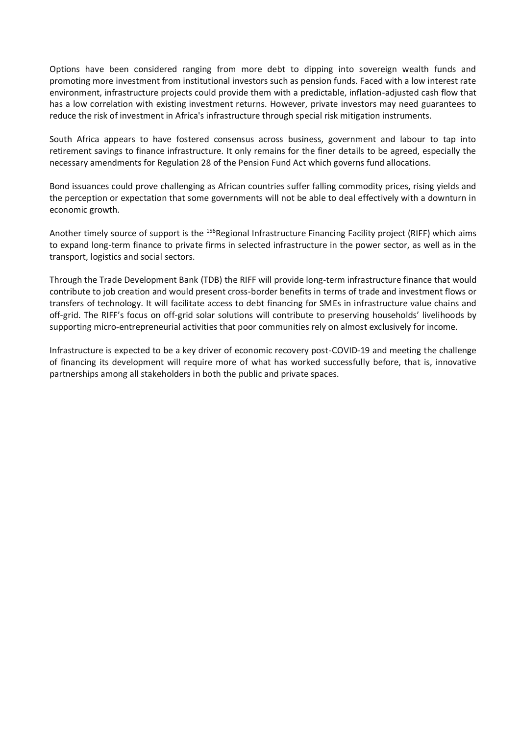Options have been considered ranging from more debt to dipping into sovereign wealth funds and promoting more investment from institutional investors such as pension funds. Faced with a low interest rate environment, infrastructure projects could provide them with a predictable, inflation-adjusted cash flow that has a low correlation with existing investment returns. However, private investors may need guarantees to reduce the risk of investment in Africa's infrastructure through special risk mitigation instruments.

South Africa appears to have fostered consensus across business, government and labour to tap into retirement savings to finance infrastructure. It only remains for the finer details to be agreed, especially the necessary amendments for Regulation 28 of the Pension Fund Act which governs fund allocations.

Bond issuances could prove challenging as African countries suffer falling commodity prices, rising yields and the perception or expectation that some governments will not be able to deal effectively with a downturn in economic growth.

Another timely source of support is the [156]Regional Infrastructure Financing Facility project (RIFF) which aims to expand long-term finance to private firms in selected infrastructure in the power sector, as well as in the transport, logistics and social sectors.

Through the Trade Development Bank (TDB) the RIFF will provide long-term infrastructure finance that would contribute to job creation and would present cross-border benefits in terms of trade and investment flows or transfers of technology. It will facilitate access to debt financing for SMEs in infrastructure value chains and off-grid. The RIFF's focus on off-grid solar solutions will contribute to preserving households' livelihoods by supporting micro-entrepreneurial activities that poor communities rely on almost exclusively for income.

Infrastructure is expected to be a key driver of economic recovery post-COVID-19 and meeting the challenge of financing its development will require more of what has worked successfully before, that is, innovative partnerships among all stakeholders in both the public and private spaces.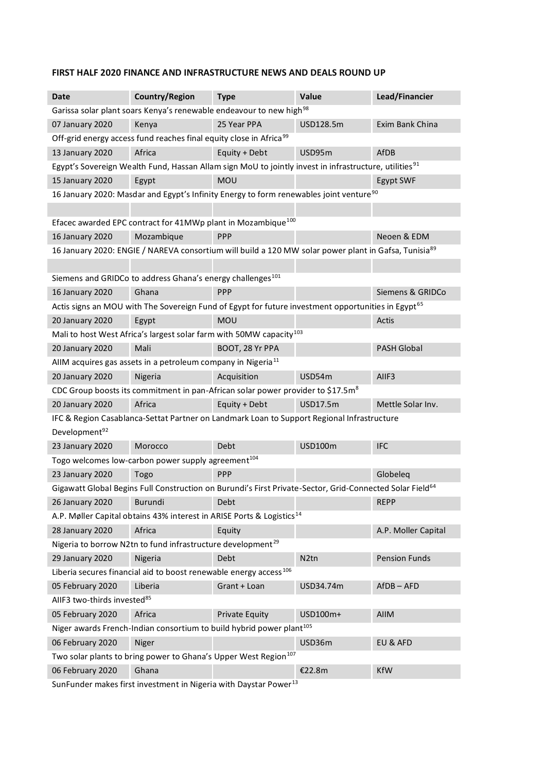**FIRST HALF 2020 FINANCE AND INFRASTRUCTURE NEWS AND DEALS ROUND UP**

| Date | Country/Region | Type | Value | Lead/Financier |
|---|---|---|---|---|
| Garissa solar plant soars Kenya's renewable endeavour to new high[98] | | | | |
| 07 January 2020 | Kenya | 25 Year PPA | USD128.5m | Exim Bank China |
| Off-grid energy access fund reaches final equity close in Africa[99] | | | | |
| 13 January 2020 | Africa | Equity + Debt | USD95m | AfDB |
| Egypt's Sovereign Wealth Fund, Hassan Allam sign MoU to jointly invest in infrastructure, utilities[91] | | | | |
| 15 January 2020 | Egypt | MOU | | Egypt SWF |
| 16 January 2020: Masdar and Egypt's Infinity Energy to form renewables joint venture[90] | | | | |
| | | | | |
| Efacec awarded EPC contract for 41MWp plant in Mozambique[100] | | | | |
| 16 January 2020 | Mozambique | PPP | | Neoen & EDM |
| 16 January 2020: ENGIE / NAREVA consortium will build a 120 MW solar power plant in Gafsa, Tunisia[89] | | | | |
| | | | | |
| Siemens and GRIDCo to address Ghana's energy challenges[101] | | | | |
| 16 January 2020 | Ghana | PPP | | Siemens & GRIDCo |
| Actis signs an MOU with The Sovereign Fund of Egypt for future investment opportunities in Egypt[65] | | | | |
| 20 January 2020 | Egypt | MOU | | Actis |
| Mali to host West Africa's largest solar farm with 50MW capacity[103] | | | | |
| 20 January 2020 | Mali | BOOT, 28 Yr PPA | | PASH Global |
| AIIM acquires gas assets in a petroleum company in Nigeria[11] | | | | |
| 20 January 2020 | Nigeria | Acquisition | USD54m | AIIF3 |
| CDC Group boosts its commitment in pan-African solar power provider to $17.5m[8] | | | | |
| 20 January 2020 | Africa | Equity + Debt | USD17.5m | Mettle Solar Inv. |
| IFC & Region Casablanca-Settat Partner on Landmark Loan to Support Regional Infrastructure Development[92] | | | | |
| 23 January 2020 | Morocco | Debt | USD100m | IFC |
| Togo welcomes low-carbon power supply agreement[104] | | | | |
| 23 January 2020 | Togo | PPP | | Globeleq |
| Gigawatt Global Begins Full Construction on Burundi's First Private-Sector, Grid-Connected Solar Field[64] | | | | |
| 26 January 2020 | Burundi | Debt | | REPP |
| A.P. Møller Capital obtains 43% interest in ARISE Ports & Logistics[14] | | | | |
| 28 January 2020 | Africa | Equity | | A.P. Moller Capital |
| Nigeria to borrow N2tn to fund infrastructure development[29] | | | | |
| 29 January 2020 | Nigeria | Debt | N2tn | Pension Funds |
| Liberia secures financial aid to boost renewable energy access[106] | | | | |
| 05 February 2020 | Liberia | Grant + Loan | USD34.74m | AfDB – AFD |
| AIIF3 two-thirds invested[85] | | | | |
| 05 February 2020 | Africa | Private Equity | USD100m+ | AIIM |
| Niger awards French-Indian consortium to build hybrid power plant[105] | | | | |
| 06 February 2020 | Niger | | USD36m | EU & AFD |
| Two solar plants to bring power to Ghana's Upper West Region[107] | | | | |
| 06 February 2020 | Ghana | | €22.8m | KfW |
| SunFunder makes first investment in Nigeria with Daystar Power[13] | | | | |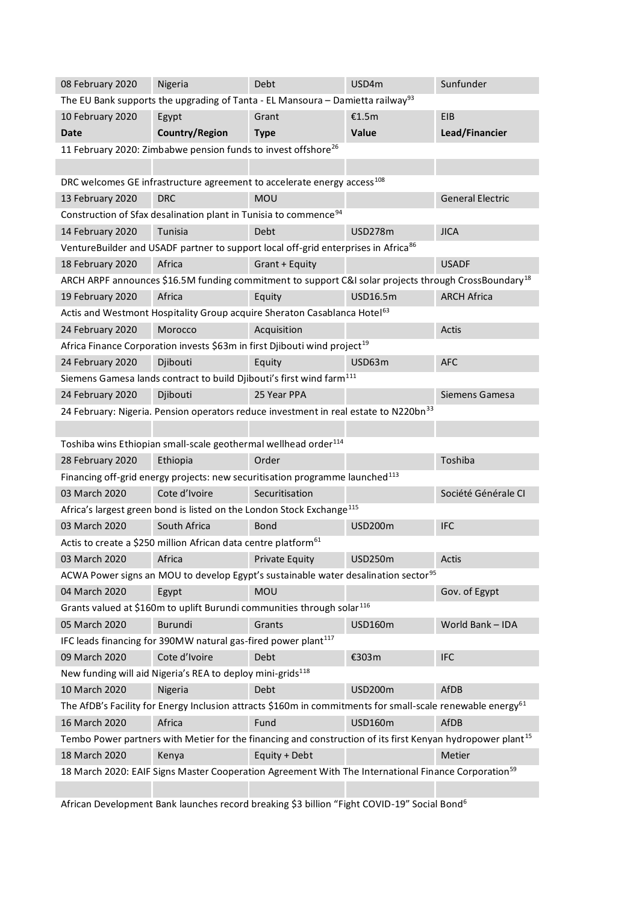| Date | Country/Region | Type | Value | Lead/Financier |
|---|---|---|---|---|
| 08 February 2020 | Nigeria | Debt | USD4m | Sunfunder |
| The EU Bank supports the upgrading of Tanta - EL Mansoura – Damietta railway[93] | | | | |
| 10 February 2020 | Egypt | Grant | €1.5m | EIB |
| **Date** | **Country/Region** | **Type** | **Value** | **Lead/Financier** |
| 11 February 2020: Zimbabwe pension funds to invest offshore[26] | | | | |
| | | | | |
| DRC welcomes GE infrastructure agreement to accelerate energy access[108] | | | | |
| 13 February 2020 | DRC | MOU | | General Electric |
| Construction of Sfax desalination plant in Tunisia to commence[94] | | | | |
| 14 February 2020 | Tunisia | Debt | USD278m | JICA |
| VentureBuilder and USADF partner to support local off-grid enterprises in Africa[86] | | | | |
| 18 February 2020 | Africa | Grant + Equity | | USADF |
| ARCH ARPF announces $16.5M funding commitment to support C&I solar projects through CrossBoundary[18] | | | | |
| 19 February 2020 | Africa | Equity | USD16.5m | ARCH Africa |
| Actis and Westmont Hospitality Group acquire Sheraton Casablanca Hotel[63] | | | | |
| 24 February 2020 | Morocco | Acquisition | | Actis |
| Africa Finance Corporation invests $63m in first Djibouti wind project[19] | | | | |
| 24 February 2020 | Djibouti | Equity | USD63m | AFC |
| Siemens Gamesa lands contract to build Djibouti's first wind farm[111] | | | | |
| 24 February 2020 | Djibouti | 25 Year PPA | | Siemens Gamesa |
| 24 February: Nigeria. Pension operators reduce investment in real estate to N220bn[33] | | | | |
| | | | | |
| Toshiba wins Ethiopian small-scale geothermal wellhead order[114] | | | | |
| 28 February 2020 | Ethiopia | Order | | Toshiba |
| Financing off-grid energy projects: new securitisation programme launched[113] | | | | |
| 03 March 2020 | Cote d'Ivoire | Securitisation | | Société Générale CI |
| Africa's largest green bond is listed on the London Stock Exchange[115] | | | | |
| 03 March 2020 | South Africa | Bond | USD200m | IFC |
| Actis to create a $250 million African data centre platform[61] | | | | |
| 03 March 2020 | Africa | Private Equity | USD250m | Actis |
| ACWA Power signs an MOU to develop Egypt's sustainable water desalination sector[95] | | | | |
| 04 March 2020 | Egypt | MOU | | Gov. of Egypt |
| Grants valued at $160m to uplift Burundi communities through solar[116] | | | | |
| 05 March 2020 | Burundi | Grants | USD160m | World Bank – IDA |
| IFC leads financing for 390MW natural gas-fired power plant[117] | | | | |
| 09 March 2020 | Cote d'Ivoire | Debt | €303m | IFC |
| New funding will aid Nigeria's REA to deploy mini-grids[118] | | | | |
| 10 March 2020 | Nigeria | Debt | USD200m | AfDB |
| The AfDB's Facility for Energy Inclusion attracts $160m in commitments for small-scale renewable energy[61] | | | | |
| 16 March 2020 | Africa | Fund | USD160m | AfDB |
| Tembo Power partners with Metier for the financing and construction of its first Kenyan hydropower plant[15] | | | | |
| 18 March 2020 | Kenya | Equity + Debt | | Metier |
| 18 March 2020: EAIF Signs Master Cooperation Agreement With The International Finance Corporation[59] | | | | |
| | | | | |
| African Development Bank launches record breaking $3 billion "Fight COVID-19" Social Bond[6] | | | | |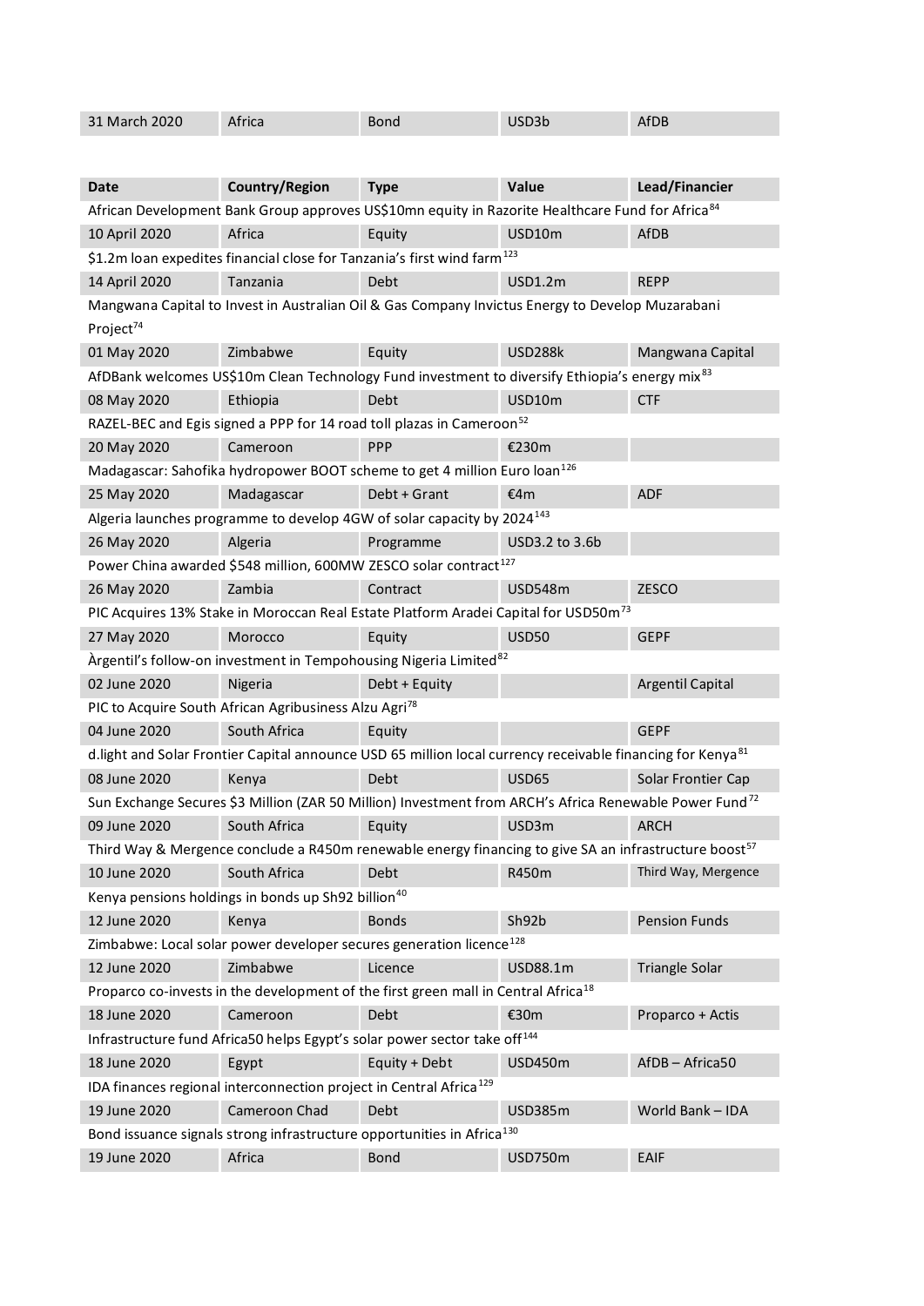| 31 March 2020 | Africa | Bond | USD3b | AfDB |
|---|---|---|---|---|

| Date | Country/Region | Type | Value | Lead/Financier |
|---|---|---|---|---|
| African Development Bank Group approves US$10mn equity in Razorite Healthcare Fund for Africa[84] | | | | |
| 10 April 2020 | Africa | Equity | USD10m | AfDB |
| $1.2m loan expedites financial close for Tanzania's first wind farm[123] | | | | |
| 14 April 2020 | Tanzania | Debt | USD1.2m | REPP |
| Mangwana Capital to Invest in Australian Oil & Gas Company Invictus Energy to Develop Muzarabani Project[74] | | | | |
| 01 May 2020 | Zimbabwe | Equity | USD288k | Mangwana Capital |
| AfDBank welcomes US$10m Clean Technology Fund investment to diversify Ethiopia's energy mix[83] | | | | |
| 08 May 2020 | Ethiopia | Debt | USD10m | CTF |
| RAZEL-BEC and Egis signed a PPP for 14 road toll plazas in Cameroon[52] | | | | |
| 20 May 2020 | Cameroon | PPP | €230m | |
| Madagascar: Sahofika hydropower BOOT scheme to get 4 million Euro loan[126] | | | | |
| 25 May 2020 | Madagascar | Debt + Grant | €4m | ADF |
| Algeria launches programme to develop 4GW of solar capacity by 2024[143] | | | | |
| 26 May 2020 | Algeria | Programme | USD3.2 to 3.6b | |
| Power China awarded $548 million, 600MW ZESCO solar contract[127] | | | | |
| 26 May 2020 | Zambia | Contract | USD548m | ZESCO |
| PIC Acquires 13% Stake in Moroccan Real Estate Platform Aradei Capital for USD50m[73] | | | | |
| 27 May 2020 | Morocco | Equity | USD50 | GEPF |
| Àrgentil's follow-on investment in Tempohousing Nigeria Limited[82] | | | | |
| 02 June 2020 | Nigeria | Debt + Equity | | Argentil Capital |
| PIC to Acquire South African Agribusiness Alzu Agri[78] | | | | |
| 04 June 2020 | South Africa | Equity | | GEPF |
| d.light and Solar Frontier Capital announce USD 65 million local currency receivable financing for Kenya[81] | | | | |
| 08 June 2020 | Kenya | Debt | USD65 | Solar Frontier Cap |
| Sun Exchange Secures $3 Million (ZAR 50 Million) Investment from ARCH's Africa Renewable Power Fund[72] | | | | |
| 09 June 2020 | South Africa | Equity | USD3m | ARCH |
| Third Way & Mergence conclude a R450m renewable energy financing to give SA an infrastructure boost[57] | | | | |
| 10 June 2020 | South Africa | Debt | R450m | Third Way, Mergence |
| Kenya pensions holdings in bonds up Sh92 billion[40] | | | | |
| 12 June 2020 | Kenya | Bonds | Sh92b | Pension Funds |
| Zimbabwe: Local solar power developer secures generation licence[128] | | | | |
| 12 June 2020 | Zimbabwe | Licence | USD88.1m | Triangle Solar |
| Proparco co-invests in the development of the first green mall in Central Africa[18] | | | | |
| 18 June 2020 | Cameroon | Debt | €30m | Proparco + Actis |
| Infrastructure fund Africa50 helps Egypt's solar power sector take off[144] | | | | |
| 18 June 2020 | Egypt | Equity + Debt | USD450m | AfDB – Africa50 |
| IDA finances regional interconnection project in Central Africa[129] | | | | |
| 19 June 2020 | Cameroon Chad | Debt | USD385m | World Bank – IDA |
| Bond issuance signals strong infrastructure opportunities in Africa[130] | | | | |
| 19 June 2020 | Africa | Bond | USD750m | EAIF |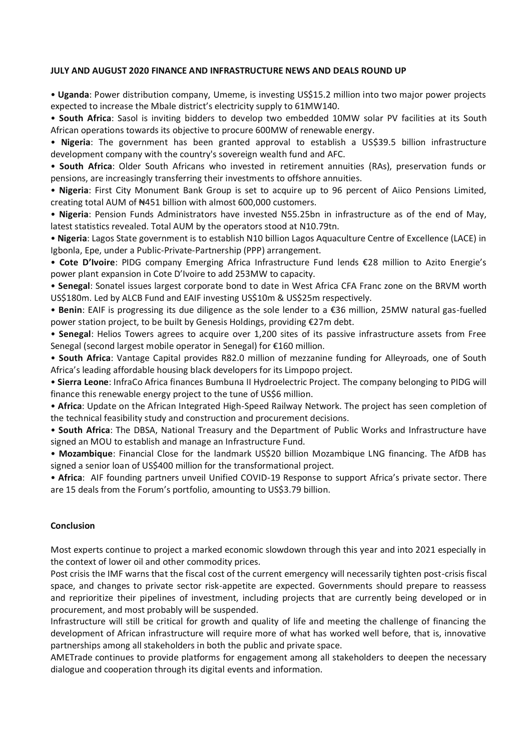**JULY AND AUGUST 2020 FINANCE AND INFRASTRUCTURE NEWS AND DEALS ROUND UP**

- **Uganda**: Power distribution company, Umeme, is investing US$15.2 million into two major power projects expected to increase the Mbale district's electricity supply to 61MW140.
- **South Africa**: Sasol is inviting bidders to develop two embedded 10MW solar PV facilities at its South African operations towards its objective to procure 600MW of renewable energy.
- **Nigeria**: The government has been granted approval to establish a US$39.5 billion infrastructure development company with the country's sovereign wealth fund and AFC.
- **South Africa**: Older South Africans who invested in retirement annuities (RAs), preservation funds or pensions, are increasingly transferring their investments to offshore annuities.
- **Nigeria**: First City Monument Bank Group is set to acquire up to 96 percent of Aiico Pensions Limited, creating total AUM of ₦451 billion with almost 600,000 customers.
- **Nigeria**: Pension Funds Administrators have invested N55.25bn in infrastructure as of the end of May, latest statistics revealed. Total AUM by the operators stood at N10.79tn.
- **Nigeria**: Lagos State government is to establish N10 billion Lagos Aquaculture Centre of Excellence (LACE) in Igbonla, Epe, under a Public-Private-Partnership (PPP) arrangement.
- **Cote D'Ivoire**: PIDG company Emerging Africa Infrastructure Fund lends €28 million to Azito Energie's power plant expansion in Cote D'Ivoire to add 253MW to capacity.
- **Senegal**: Sonatel issues largest corporate bond to date in West Africa CFA Franc zone on the BRVM worth US$180m. Led by ALCB Fund and EAIF investing US$10m & US$25m respectively.
- **Benin**: EAIF is progressing its due diligence as the sole lender to a €36 million, 25MW natural gas-fuelled power station project, to be built by Genesis Holdings, providing €27m debt.
- **Senegal**: Helios Towers agrees to acquire over 1,200 sites of its passive infrastructure assets from Free Senegal (second largest mobile operator in Senegal) for €160 million.
- **South Africa**: Vantage Capital provides R82.0 million of mezzanine funding for Alleyroads, one of South Africa's leading affordable housing black developers for its Limpopo project.
- **Sierra Leone**: InfraCo Africa finances Bumbuna II Hydroelectric Project. The company belonging to PIDG will finance this renewable energy project to the tune of US$6 million.
- **Africa**: Update on the African Integrated High-Speed Railway Network. The project has seen completion of the technical feasibility study and construction and procurement decisions.
- **South Africa**: The DBSA, National Treasury and the Department of Public Works and Infrastructure have signed an MOU to establish and manage an Infrastructure Fund.
- **Mozambique**: Financial Close for the landmark US$20 billion Mozambique LNG financing. The AfDB has signed a senior loan of US$400 million for the transformational project.
- **Africa**: AIF founding partners unveil Unified COVID-19 Response to support Africa's private sector. There are 15 deals from the Forum's portfolio, amounting to US$3.79 billion.

**Conclusion**

Most experts continue to project a marked economic slowdown through this year and into 2021 especially in the context of lower oil and other commodity prices.

Post crisis the IMF warns that the fiscal cost of the current emergency will necessarily tighten post-crisis fiscal space, and changes to private sector risk-appetite are expected. Governments should prepare to reassess and reprioritize their pipelines of investment, including projects that are currently being developed or in procurement, and most probably will be suspended.

Infrastructure will still be critical for growth and quality of life and meeting the challenge of financing the development of African infrastructure will require more of what has worked well before, that is, innovative partnerships among all stakeholders in both the public and private space.

AMETrade continues to provide platforms for engagement among all stakeholders to deepen the necessary dialogue and cooperation through its digital events and information.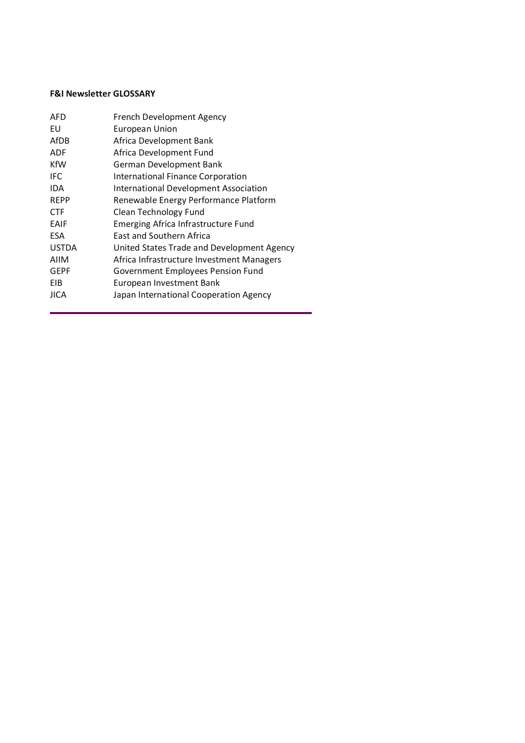**F&I Newsletter GLOSSARY**

| | |
|---|---|
| AFD | French Development Agency |
| EU | European Union |
| AfDB | Africa Development Bank |
| ADF | Africa Development Fund |
| KfW | German Development Bank |
| IFC | International Finance Corporation |
| IDA | International Development Association |
| REPP | Renewable Energy Performance Platform |
| CTF | Clean Technology Fund |
| EAIF | Emerging Africa Infrastructure Fund |
| ESA | East and Southern Africa |
| USTDA | United States Trade and Development Agency |
| AIIM | Africa Infrastructure Investment Managers |
| GEPF | Government Employees Pension Fund |
| EIB | European Investment Bank |
| JICA | Japan International Cooperation Agency |